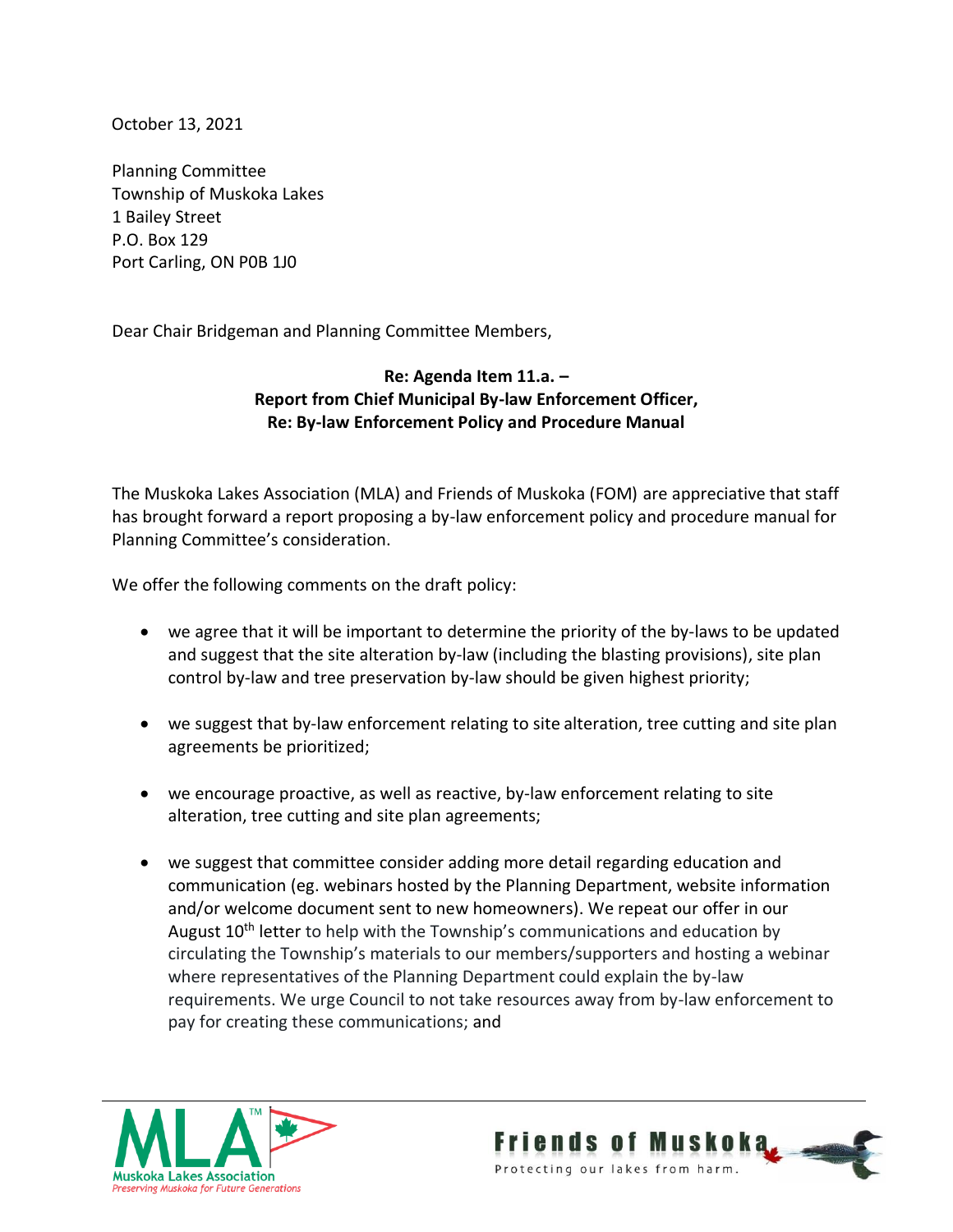October 13, 2021

Planning Committee
Township of Muskoka Lakes
1 Bailey Street
P.O. Box 129
Port Carling, ON P0B 1J0

Dear Chair Bridgeman and Planning Committee Members,

**Re: Agenda Item 11.a. –**
**Report from Chief Municipal By-law Enforcement Officer,**
**Re: By-law Enforcement Policy and Procedure Manual**

The Muskoka Lakes Association (MLA) and Friends of Muskoka (FOM) are appreciative that staff has brought forward a report proposing a by-law enforcement policy and procedure manual for Planning Committee's consideration.

We offer the following comments on the draft policy:

- we agree that it will be important to determine the priority of the by-laws to be updated and suggest that the site alteration by-law (including the blasting provisions), site plan control by-law and tree preservation by-law should be given highest priority;

- we suggest that by-law enforcement relating to site alteration, tree cutting and site plan agreements be prioritized;

- we encourage proactive, as well as reactive, by-law enforcement relating to site alteration, tree cutting and site plan agreements;

- we suggest that committee consider adding more detail regarding education and communication (eg. webinars hosted by the Planning Department, website information and/or welcome document sent to new homeowners). We repeat our offer in our August 10th letter to help with the Township's communications and education by circulating the Township's materials to our members/supporters and hosting a webinar where representatives of the Planning Department could explain the by-law requirements. We urge Council to not take resources away from by-law enforcement to pay for creating these communications; and

MLA Muskoka Lakes Association — Preserving Muskoka for Future Generations

Friends of Muskoka — Protecting our lakes from harm.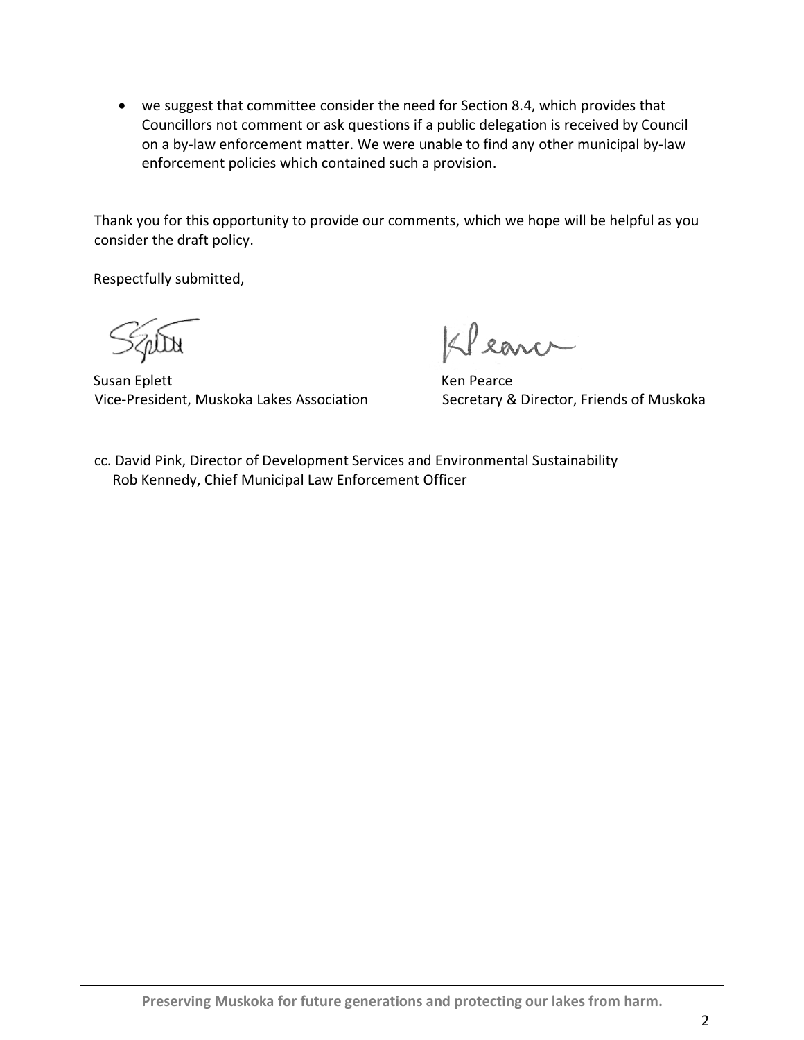- we suggest that committee consider the need for Section 8.4, which provides that Councillors not comment or ask questions if a public delegation is received by Council on a by-law enforcement matter. We were unable to find any other municipal by-law enforcement policies which contained such a provision.

Thank you for this opportunity to provide our comments, which we hope will be helpful as you consider the draft policy.

Respectfully submitted,

Susan Eplett
Vice-President, Muskoka Lakes Association

Ken Pearce
Secretary & Director, Friends of Muskoka

cc. David Pink, Director of Development Services and Environmental Sustainability
Rob Kennedy, Chief Municipal Law Enforcement Officer

**Preserving Muskoka for future generations and protecting our lakes from harm.**